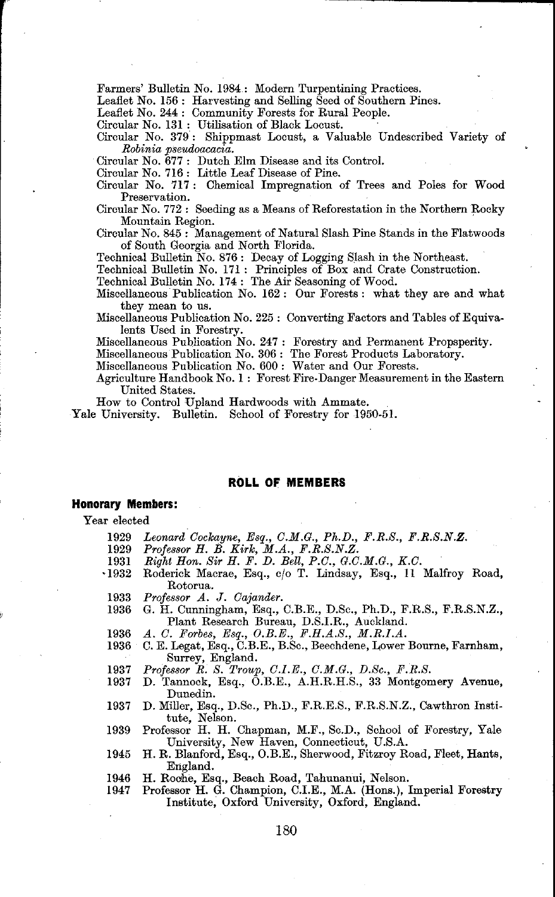Farmers' Bulletin No. 1984 : Modern Turpentining Practices.

Leaflet No. 156 : Harvesting and Selling Seed of Southern Pines.

Leaflet No. 244 : Community Forests for Rural People.

Circular No. 131 : Utilisation of Black Locust.

Circular No. 379 : Shippmast Locust, a Valuable Undescribed Variety of *Robinia pseudoacacia*.

Circular No. 677 : Dutch Elm Disease and its Control.

Circular No. 716 : Little Leaf Disease of Pine.

Circular No. 717 : Chemical Impregnation of Trees and Poles for Wood Preservation.

Circular No. 772 : Seeding as a Means of Reforestation in the Northern Rocky Mountain Region.

Circular No. 845 : Management of Natural Slash Pine Stands in the Flatwoods of South Georgia and North Florida.

Technical Bulletin No. 876 : Decay of Logging Slash in the Northeast.

Technical Bulletin No. 171 : Principles of Box and Crate Construction.

Technical Bulletin No. 174 : The Air Seasoning of Wood.

Miscellaneous Publication No. 162 : Our Forests : what they are and what they mean to us.

Miscellaneous Publication No. 225 : Converting Factors and Tables of Equivalents Used in Forestry.

Miscellaneous Publication No. 247 : Forestry and Permanent Propsperity.

Miscellaneous Publication No. 306 : The Forest Products Laboratory.

Miscellaneous Publication No. 600 : Water and Our Forests.

Agriculture Handbook No. 1 : Forest Fire-Danger Measurement in the Eastern United States.

How to Control Upland Hardwoods with Ammate.

Yale University. Bulletin. School of Forestry for 1950-51.

## ROLL OF MEMBERS

### Honorary Members:

Year elected

1929 *Leonard Cockayne, Esq., C.M.G., Ph.D., F.R.S., F.R.S.N.Z.*

1929 *Professor H. B. Kirk, M.A., F.R.S.N.Z.*

1931 *Right Hon. Sir H. F. D. Bell, P.C., G.C.M.G., K.C.*

1932 Roderick Macrae, Esq., c/o T. Lindsay, Esq., 11 Malfroy Road, Rotorua.

1933 *Professor A. J. Cajander.*

1936 G. H. Cunningham, Esq., C.B.E., D.Sc., Ph.D., F.R.S., F.R.S.N.Z., Plant Research Bureau, D.S.I.R., Auckland.

1936 *A. C. Forbes, Esq., O.B.E., F.H.A.S., M.R.I.A.*

1936 C. E. Legat, Esq., C.B.E., B.Sc., Beechdene, Lower Bourne, Farnham, Surrey, England.

1937 *Professor R. S. Troup, C.I.E., C.M.G., D.Sc., F.R.S.*

1937 D. Tannock, Esq., O.B.E., A.H.R.H.S., 33 Montgomery Avenue, Dunedin.

1937 D. Miller, Esq., D.Sc., Ph.D., F.R.E.S., F.R.S.N.Z., Cawthron Institute, Nelson.

1939 Professor H. H. Chapman, M.F., Sc.D., School of Forestry, Yale University, New Haven, Connecticut, U.S.A.

1945 H. R. Blanford, Esq., O.B.E., Sherwood, Fitzroy Road, Fleet, Hants, England.

1946 H. Roche, Esq., Beach Road, Tahunanui, Nelson.

1947 Professor H. G. Champion, C.I.E., M.A. (Hons.), Imperial Forestry Institute, Oxford University, Oxford, England.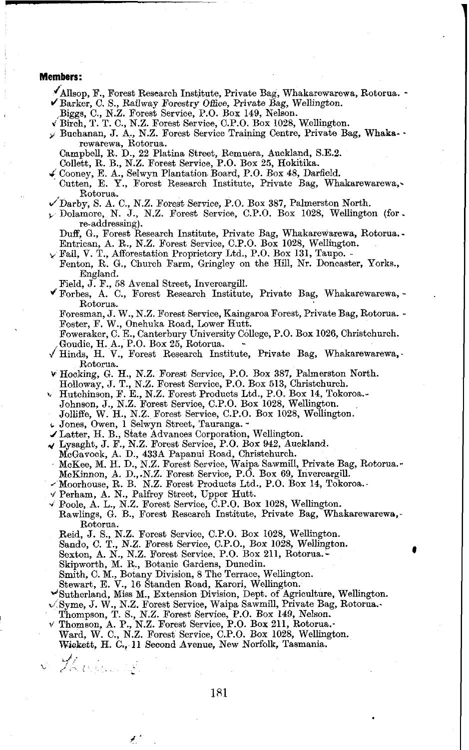**Members:**

- Allsop, F., Forest Research Institute, Private Bag, Whakarewarewa, Rotorua.
- Barker, C. S., Railway Forestry Office, Private Bag, Wellington.
- Biggs, C., N.Z. Forest Service, P.O. Box 149, Nelson.
- Birch, T. T. C., N.Z. Forest Service, C.P.O. Box 1028, Wellington.
- Buchanan, J. A., N.Z. Forest Service Training Centre, Private Bag, Whakarewarewa, Rotorua.
- Campbell, R. D., 22 Platina Street, Remuera, Auckland, S.E.2.
- Collett, R. B., N.Z. Forest Service, P.O. Box 25, Hokitika.
- Cooney, E. A., Selwyn Plantation Board, P.O. Box 48, Darfield.
- Cutten, E. Y., Forest Research Institute, Private Bag, Whakarewarewa, Rotorua.
- Darby, S. A. C., N.Z. Forest Service, P.O. Box 387, Palmerston North.
- Dolamore, N. J., N.Z. Forest Service, C.P.O. Box 1028, Wellington (for re-addressing).
- Duff, G., Forest Research Institute, Private Bag, Whakarewarewa, Rotorua.
- Entrican, A. R., N.Z. Forest Service, C.P.O. Box 1028, Wellington.
- Fail, V. T., Afforestation Proprietory Ltd., P.O. Box 131, Taupo.
- Fenton, R. G., Church Farm, Gringley on the Hill, Nr. Doncaster, Yorks., England.
- Field, J. F., 58 Avenal Street, Invercargill.
- Forbes, A. C., Forest Research Institute, Private Bag, Whakarewarewa, Rotorua.
- Foresman, J. W., N.Z. Forest Service, Kaingaroa Forest, Private Bag, Rotorua.
- Foster, F. W., Onehuka Road, Lower Hutt.
- Foweraker, C. E., Canterbury University College, P.O. Box 1026, Christchurch.
- Goudie, H. A., P.O. Box 25, Rotorua.
- Hinds, H. V., Forest Research Institute, Private Bag, Whakarewarewa, Rotorua.
- Hocking, G. H., N.Z. Forest Service, P.O. Box 387, Palmerston North.
- Holloway, J. T., N.Z. Forest Service, P.O. Box 513, Christchurch.
- Hutchinson, F. E., N.Z. Forest Products Ltd., P.O. Box 14, Tokoroa.
- Johnson, J., N.Z. Forest Service, C.P.O. Box 1028, Wellington.
- Jolliffe, W. H., N.Z. Forest Service, C.P.O. Box 1028, Wellington.
- Jones, Owen, 1 Selwyn Street, Tauranga.
- Latter, H. B., State Advances Corporation, Wellington.
- Lysaght, J. F., N.Z. Forest Service, P.O. Box 942, Auckland.
- McGavock, A. D., 433A Papanui Road, Christchurch.
- McKee, M. H. D., N.Z. Forest Service, Waipa Sawmill, Private Bag, Rotorua.
- McKinnon, A. D., N.Z. Forest Service, P.O. Box 69, Invercargill.
- Moorhouse, R. B. N.Z. Forest Products Ltd., P.O. Box 14, Tokoroa.
- Perham, A. N., Palfrey Street, Upper Hutt.
- Poole, A. L., N.Z. Forest Service, C.P.O. Box 1028, Wellington.
- Rawlings, G. B., Forest Research Institute, Private Bag, Whakarewarewa, Rotorua.
- Reid, J. S., N.Z. Forest Service, C.P.O. Box 1028, Wellington.
- Sando, C. T., N.Z. Forest Service, C.P.O., Box 1028, Wellington.
- Sexton, A. N., N.Z. Forest Service, P.O. Box 211, Rotorua.
- Skipworth, M. R., Botanic Gardens, Dunedin.
- Smith, C. M., Botany Division, 8 The Terrace, Wellington.
- Stewart, E. V., 16 Standen Road, Karori, Wellington.
- Sutherland, Miss M., Extension Division, Dept. of Agriculture, Wellington.
- Syme, J. W., N.Z. Forest Service, Waipa Sawmill, Private Bag, Rotorua.
- Thompson, T. S., N.Z. Forest Service, P.O. Box 149, Nelson.
- Thomson, A. P., N.Z. Forest Service, P.O. Box 211, Rotorua.
- Ward, W. C., N.Z. Forest Service, C.P.O. Box 1028, Wellington.
- Wickett, H. C., 11 Second Avenue, New Norfolk, Tasmania.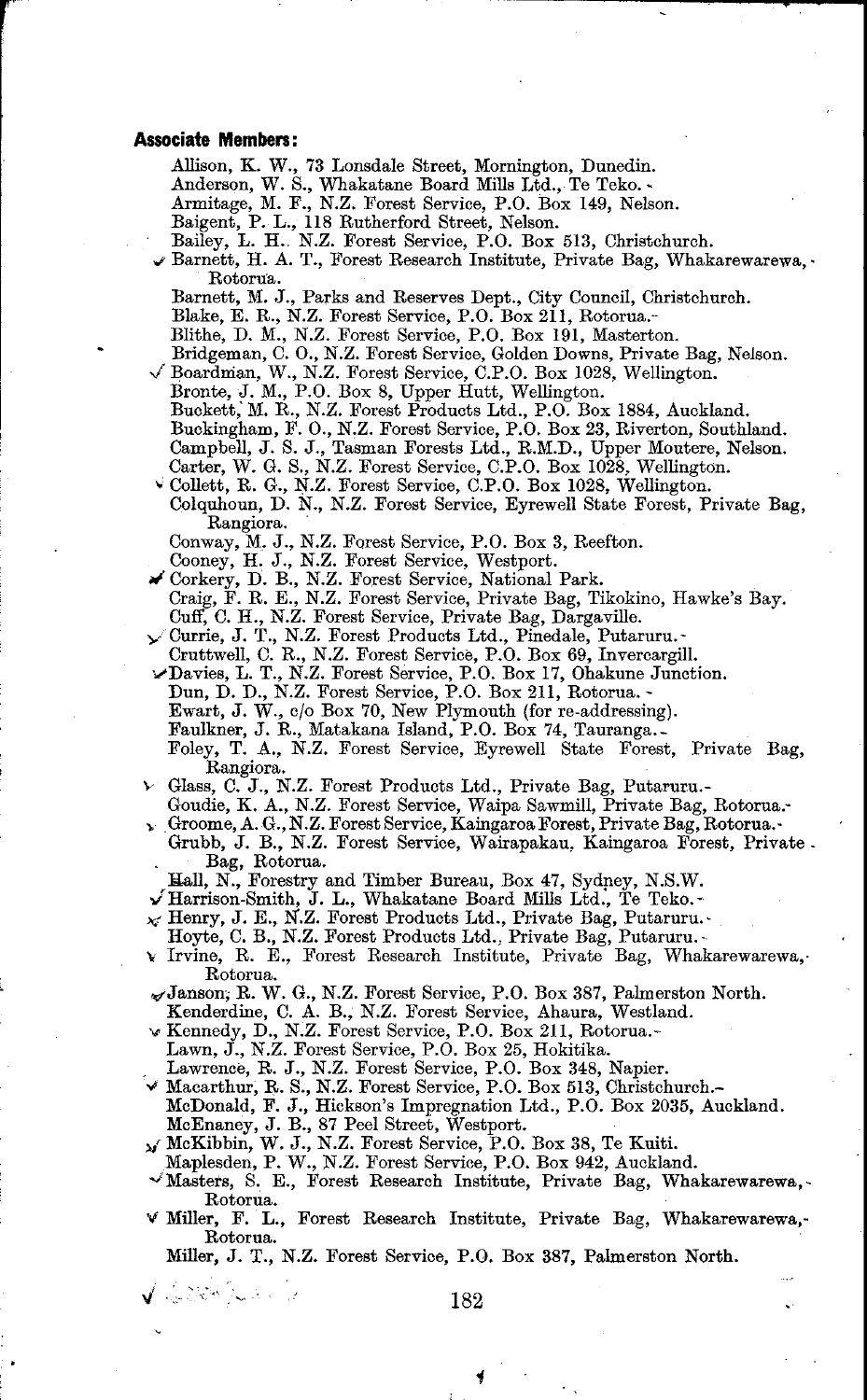**Associate Members:**

Allison, K. W., 73 Lonsdale Street, Mornington, Dunedin.
Anderson, W. S., Whakatane Board Mills Ltd., Te Teko.
Armitage, M. F., N.Z. Forest Service, P.O. Box 149, Nelson.
Baigent, P. L., 118 Rutherford Street, Nelson.
Bailey, L. H., N.Z. Forest Service, P.O. Box 513, Christchurch.
Barnett, H. A. T., Forest Research Institute, Private Bag, Whakarewarewa, Rotorua.
Barnett, M. J., Parks and Reserves Dept., City Council, Christchurch.
Blake, E. R., N.Z. Forest Service, P.O. Box 211, Rotorua.
Blithe, D. M., N.Z. Forest Service, P.O. Box 191, Masterton.
Bridgeman, C. O., N.Z. Forest Service, Golden Downs, Private Bag, Nelson.
Boardman, W., N.Z. Forest Service, C.P.O. Box 1028, Wellington.
Bronte, J. M., P.O. Box 8, Upper Hutt, Wellington.
Buckett, M. R., N.Z. Forest Products Ltd., P.O. Box 1884, Auckland.
Buckingham, F. O., N.Z. Forest Service, P.O. Box 23, Riverton, Southland.
Campbell, J. S. J., Tasman Forests Ltd., R.M.D., Upper Moutere, Nelson.
Carter, W. G. S., N.Z. Forest Service, C.P.O. Box 1028, Wellington.
Collett, R. G., N.Z. Forest Service, C.P.O. Box 1028, Wellington.
Colquhoun, D. N., N.Z. Forest Service, Eyrewell State Forest, Private Bag, Rangiora.
Conway, M. J., N.Z. Forest Service, P.O. Box 3, Reefton.
Cooney, H. J., N.Z. Forest Service, Westport.
Corkery, D. B., N.Z. Forest Service, National Park.
Craig, F. R. E., N.Z. Forest Service, Private Bag, Tikokino, Hawke's Bay.
Cuff, C. H., N.Z. Forest Service, Private Bag, Dargaville.
Currie, J. T., N.Z. Forest Products Ltd., Pinedale, Putaruru.
Cruttwell, C. R., N.Z. Forest Service, P.O. Box 69, Invercargill.
Davies, L. T., N.Z. Forest Service, P.O. Box 17, Ohakune Junction.
Dun, D. D., N.Z. Forest Service, P.O. Box 211, Rotorua.
Ewart, J. W., c/o Box 70, New Plymouth (for re-addressing).
Faulkner, J. R., Matakana Island, P.O. Box 74, Tauranga.
Foley, T. A., N.Z. Forest Service, Eyrewell State Forest, Private Bag, Rangiora.
Glass, C. J., N.Z. Forest Products Ltd., Private Bag, Putaruru.
Goudie, K. A., N.Z. Forest Service, Waipa Sawmill, Private Bag, Rotorua.
Groome, A. G., N.Z. Forest Service, Kaingaroa Forest, Private Bag, Rotorua.
Grubb, J. B., N.Z. Forest Service, Wairapakau, Kaingaroa Forest, Private Bag, Rotorua.
Hall, N., Forestry and Timber Bureau, Box 47, Sydney, N.S.W.
Harrison-Smith, J. L., Whakatane Board Mills Ltd., Te Teko.
Henry, J. E., N.Z. Forest Products Ltd., Private Bag, Putaruru.
Hoyte, C. B., N.Z. Forest Products Ltd., Private Bag, Putaruru.
Irvine, R. E., Forest Research Institute, Private Bag, Whakarewarewa, Rotorua.
Janson, R. W. G., N.Z. Forest Service, P.O. Box 387, Palmerston North.
Kenderdine, C. A. B., N.Z. Forest Service, Ahaura, Westland.
Kennedy, D., N.Z. Forest Service, P.O. Box 211, Rotorua.
Lawn, J., N.Z. Forest Service, P.O. Box 25, Hokitika.
Lawrence, R. J., N.Z. Forest Service, P.O. Box 348, Napier.
Macarthur, R. S., N.Z. Forest Service, P.O. Box 513, Christchurch.
McDonald, F. J., Hickson's Impregnation Ltd., P.O. Box 2035, Auckland.
McEnaney, J. B., 87 Peel Street, Westport.
McKibbin, W. J., N.Z. Forest Service, P.O. Box 38, Te Kuiti.
Maplesden, P. W., N.Z. Forest Service, P.O. Box 942, Auckland.
Masters, S. E., Forest Research Institute, Private Bag, Whakarewarewa, Rotorua.
Miller, F. L., Forest Research Institute, Private Bag, Whakarewarewa, Rotorua.
Miller, J. T., N.Z. Forest Service, P.O. Box 387, Palmerston North.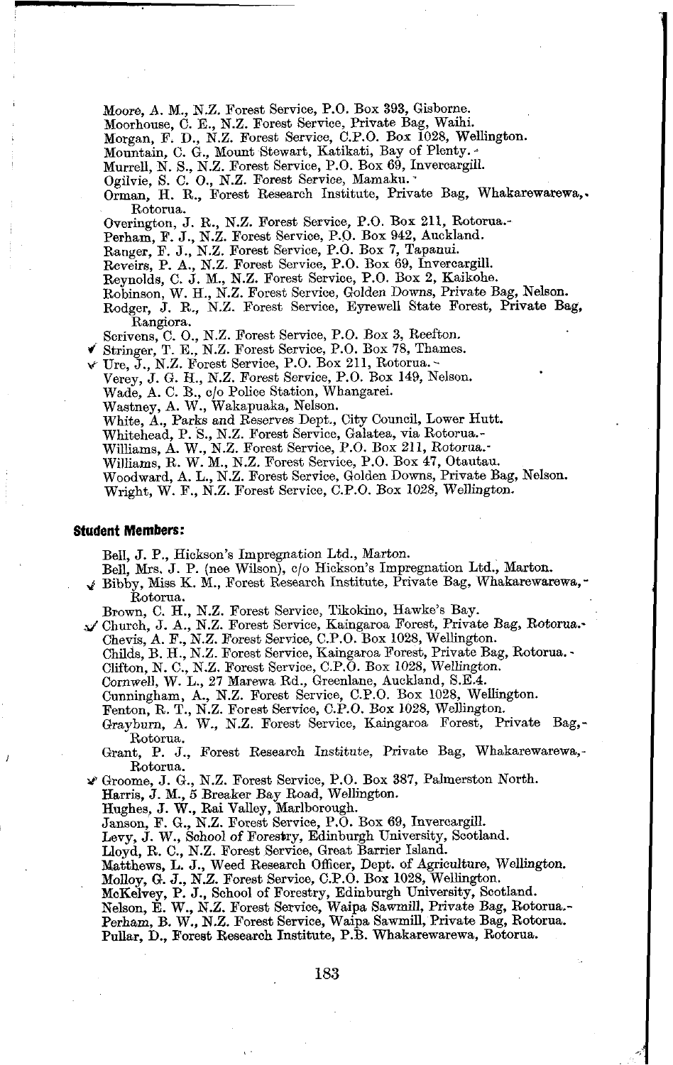Moore, A. M., N.Z. Forest Service, P.O. Box 393, Gisborne.
Moorhouse, C. E., N.Z. Forest Service, Private Bag, Waihi.
Morgan, F. D., N.Z. Forest Service, C.P.O. Box 1028, Wellington.
Mountain, C. G., Mount Stewart, Katikati, Bay of Plenty.
Murrell, N. S., N.Z. Forest Service, P.O. Box 69, Invercargill.
Ogilvie, S. C. O., N.Z. Forest Service, Mamaku.
Orman, H. R., Forest Research Institute, Private Bag, Whakarewarewa, Rotorua.
Overington, J. R., N.Z. Forest Service, P.O. Box 211, Rotorua.
Perham, F. J., N.Z. Forest Service, P.O. Box 942, Auckland.
Ranger, F. J., N.Z. Forest Service, P.O. Box 7, Tapanui.
Reveirs, P. A., N.Z. Forest Service, P.O. Box 69, Invercargill.
Reynolds, C. J. M., N.Z. Forest Service, P.O. Box 2, Kaikohe.
Robinson, W. H., N.Z. Forest Service, Golden Downs, Private Bag, Nelson.
Rodger, J. R., N.Z. Forest Service, Eyrewell State Forest, Private Bag, Rangiora.
Scrivens, C. O., N.Z. Forest Service, P.O. Box 3, Reefton.
Stringer, T. E., N.Z. Forest Service, P.O. Box 78, Thames.
Ure, J., N.Z. Forest Service, P.O. Box 211, Rotorua.
Verey, J. G. H., N.Z. Forest Service, P.O. Box 149, Nelson.
Wade, A. C. B., c/o Police Station, Whangarei.
Wastney, A. W., Wakapuaka, Nelson.
White, A., Parks and Reserves Dept., City Council, Lower Hutt.
Whitehead, P. S., N.Z. Forest Service, Galatea, via Rotorua.
Williams, A. W., N.Z. Forest Service, P.O. Box 211, Rotorua.
Williams, R. W. M., N.Z. Forest Service, P.O. Box 47, Otautau.
Woodward, A. L., N.Z. Forest Service, Golden Downs, Private Bag, Nelson.
Wright, W. F., N.Z. Forest Service, C.P.O. Box 1028, Wellington.

**Student Members:**

Bell, J. P., Hickson's Impregnation Ltd., Marton.
Bell, Mrs. J. P. (nee Wilson), c/o Hickson's Impregnation Ltd., Marton.
Bibby, Miss K. M., Forest Research Institute, Private Bag, Whakarewarewa, Rotorua.
Brown, C. H., N.Z. Forest Service, Tikokino, Hawke's Bay.
Church, J. A., N.Z. Forest Service, Kaingaroa Forest, Private Bag, Rotorua.
Chevis, A. F., N.Z. Forest Service, C.P.O. Box 1028, Wellington.
Childs, B. H., N.Z. Forest Service, Kaingaroa Forest, Private Bag, Rotorua.
Clifton, N. C., N.Z. Forest Service, C.P.O. Box 1028, Wellington.
Cornwell, W. L., 27 Marewa Rd., Greenlane, Auckland, S.E.4.
Cunningham, A., N.Z. Forest Service, C.P.O. Box 1028, Wellington.
Fenton, R. T., N.Z. Forest Service, C.P.O. Box 1028, Wellington.
Grayburn, A. W., N.Z. Forest Service, Kaingaroa Forest, Private Bag, Rotorua.
Grant, P. J., Forest Research Institute, Private Bag, Whakarewarewa, Rotorua.
Groome, J. G., N.Z. Forest Service, P.O. Box 387, Palmerston North.
Harris, J. M., 5 Breaker Bay Road, Wellington.
Hughes, J. W., Rai Valley, Marlborough.
Janson, F. G., N.Z. Forest Service, P.O. Box 69, Invercargill.
Levy, J. W., School of Forestry, Edinburgh University, Scotland.
Lloyd, R. C., N.Z. Forest Service, Great Barrier Island.
Matthews, L. J., Weed Research Officer, Dept. of Agriculture, Wellington.
Molloy, G. J., N.Z. Forest Service, C.P.O. Box 1028, Wellington.
McKelvey, P. J., School of Forestry, Edinburgh University, Scotland.
Nelson, E. W., N.Z. Forest Service, Waipa Sawmill, Private Bag, Rotorua.
Perham, B. W., N.Z. Forest Service, Waipa Sawmill, Private Bag, Rotorua.
Pullar, D., Forest Research Institute, P.B. Whakarewarewa, Rotorua.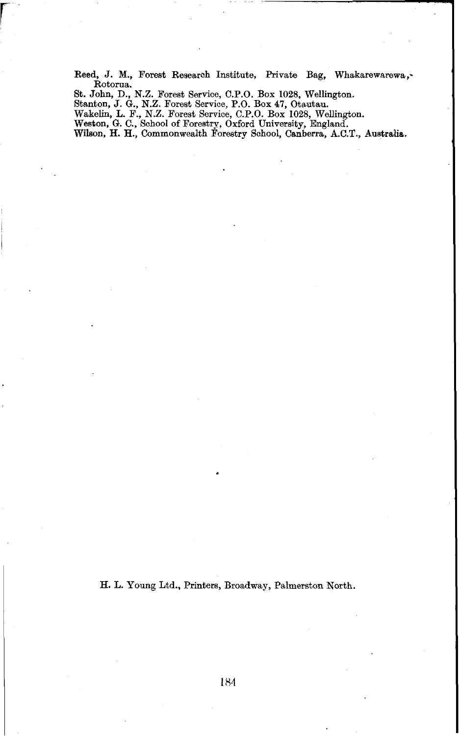Reed, J. M., Forest Research Institute, Private Bag, Whakarewarewa, Rotorua.

St. John, D., N.Z. Forest Service, C.P.O. Box 1028, Wellington.

Stanton, J. G., N.Z. Forest Service, P.O. Box 47, Otautau.

Wakelin, L. F., N.Z. Forest Service, C.P.O. Box 1028, Wellington.

Weston, G. C., School of Forestry, Oxford University, England.

Wilson, H. H., Commonwealth Forestry School, Canberra, A.C.T., Australia.

H. L. Young Ltd., Printers, Broadway, Palmerston North.